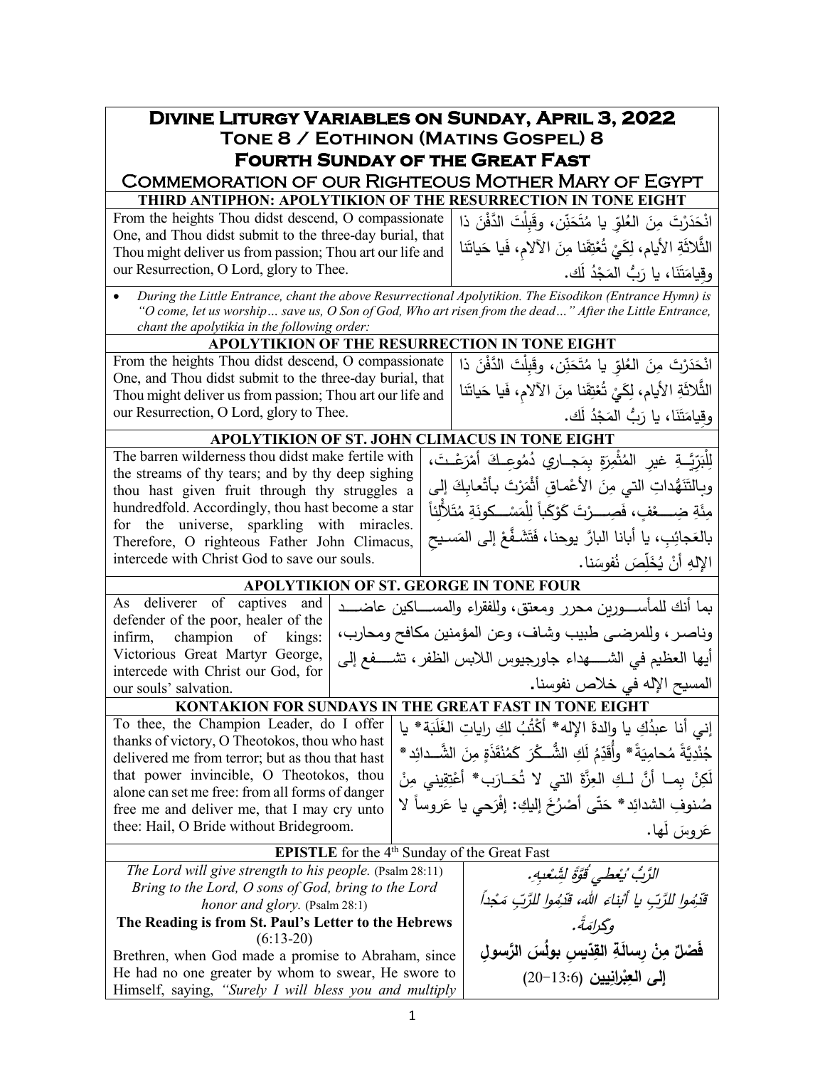# Divine Liturgy Variables on Sunday, April 3, 2022

## Tone 8 / Eothinon (Matins Gospel) 8

## Fourth Sunday of the Great Fast

### Commemoration of our Righteous Mother Mary of Egypt

**THIRD ANTIPHON: APOLYTIKION OF THE RESURRECTION IN TONE EIGHT**

| English | Arabic |
|---|---|
| From the heights Thou didst descend, O compassionate One, and Thou didst submit to the three-day burial, that Thou might deliver us from passion; Thou art our life and our Resurrection, O Lord, glory to Thee. | انْحَدَرْتَ مِنَ العُلوِّ يا مُتَحَنِّن، وقَبِلْتَ الدَّفْنَ ذا الثَّلاثَةِ الأيام، لِكَيْ تُعْتِقَنا مِنَ الآلامِ، فَيا حَياتَنا وقِيامَتَنَا، يا رَبُّ المَجْدُ لَك. |

- *During the Little Entrance, chant the above Resurrectional Apolytikion. The Eisodikon (Entrance Hymn) is "O come, let us worship… save us, O Son of God, Who art risen from the dead…" After the Little Entrance, chant the apolytikia in the following order:*

**APOLYTIKION OF THE RESURRECTION IN TONE EIGHT**

| English | Arabic |
|---|---|
| From the heights Thou didst descend, O compassionate One, and Thou didst submit to the three-day burial, that Thou might deliver us from passion; Thou art our life and our Resurrection, O Lord, glory to Thee. | انْحَدَرْتَ مِنَ العُلوِّ يا مُتَحَنِّن، وقَبِلْتَ الدَّفْنَ ذا الثَّلاثَةِ الأيام، لِكَيْ تُعْتِقَنا مِنَ الآلامِ، فَيا حَياتَنا وقِيامَتَنَا، يا رَبُّ المَجْدُ لَك. |

**APOLYTIKION OF ST. JOHN CLIMACUS IN TONE EIGHT**

| English | Arabic |
|---|---|
| The barren wilderness thou didst make fertile with the streams of thy tears; and by thy deep sighing thou hast given fruit through thy struggles a hundredfold. Accordingly, thou hast become a star for the universe, sparkling with miracles. Therefore, O righteous Father John Climacus, intercede with Christ God to save our souls. | لِلْبَرِّيَّةِ غيرِ المُثْمِرَةِ بِمَجاري دُمُوعِكَ أَمْرَعْتَ، وبِالتَنَهُّداتِ التي مِنَ الأَعْماقِ أَثْمَرْتَ بِأَتْعابِكَ إِلى مِئَةِ ضِعْفٍ، فَصِرْتَ كَوْكَباً لِلْمَسْكونَةِ مُتَلأْلِئاً بالعَجائِبِ، يا أَبانا البارَّ يوحنا، فَتَشَفَّعْ إِلى المَسيحِ الإِلهِ أَنْ يُخَلِّصَ نُفوسَنا. |

**APOLYTIKION OF ST. GEORGE IN TONE FOUR**

| English | Arabic |
|---|---|
| As deliverer of captives and defender of the poor, healer of the infirm, champion of kings: Victorious Great Martyr George, intercede with Christ our God, for our souls' salvation. | بما أنك للمأسورين محرر ومعتق، وللفقراء والمساكين عاضد وناصر، وللمرضى طبيب وشاف، وعن المؤمنين مكافح ومحارب، أيها العظيم في الشهداء جاورجيوس اللابس الظفر، تشفع إلى المسيح الإله في خلاص نفوسنا. |

**KONTAKION FOR SUNDAYS IN THE GREAT FAST IN TONE EIGHT**

| English | Arabic |
|---|---|
| To thee, the Champion Leader, do I offer thanks of victory, O Theotokos, thou who hast delivered me from terror; but as thou that hast that power invincible, O Theotokos, thou alone can set me free: from all forms of danger free me and deliver me, that I may cry unto thee: Hail, O Bride without Bridegroom. | إني أنا عبدُكِ يا والدةَ الإله* أَكْتُبُ لكِ راياتِ الغَلَبَةِ* يا جُنْدِيَّةً مُحامِيَةً* وأُقَدِّمُ لَكِ الشُّكْرَ كَمُنْقَذَةٍ مِنَ الشَّدائِدِ* لَكِنْ بِما أَنَّ لَكِ العِزَّةَ التي لا تُحارَب* أَعْتِقِيني مِنْ صُنوفِ الشدائِدِ* حَتّى أَصْرُخَ إليكِ: إفْرَحي يا عَروساً لا عَروسَ لَها. |

**EPISTLE** for the 4th Sunday of the Great Fast

| English | Arabic |
|---|---|
| *The Lord will give strength to his people.* (Psalm 28:11) *Bring to the Lord, O sons of God, bring to the Lord honor and glory.* (Psalm 28:1) | *الرَّبُّ يُعْطي قُوَّةً لِشَعْبِهِ.* *قَدِّموا للرَّبِّ يا أَبْناءَ اللهِ، قَدِّموا للرَّبِّ مَجْداً وكرامَةً.* |
| **The Reading is from St. Paul's Letter to the Hebrews** (6:13-20) | **فَصْلٌ مِنْ رِسالَةِ القِدّيسِ بولُسَ الرَّسولِ إلى العِبْرانِيين** (13:6-20) |
| Brethren, when God made a promise to Abraham, since He had no one greater by whom to swear, He swore to Himself, saying, *"Surely I will bless you and multiply* | |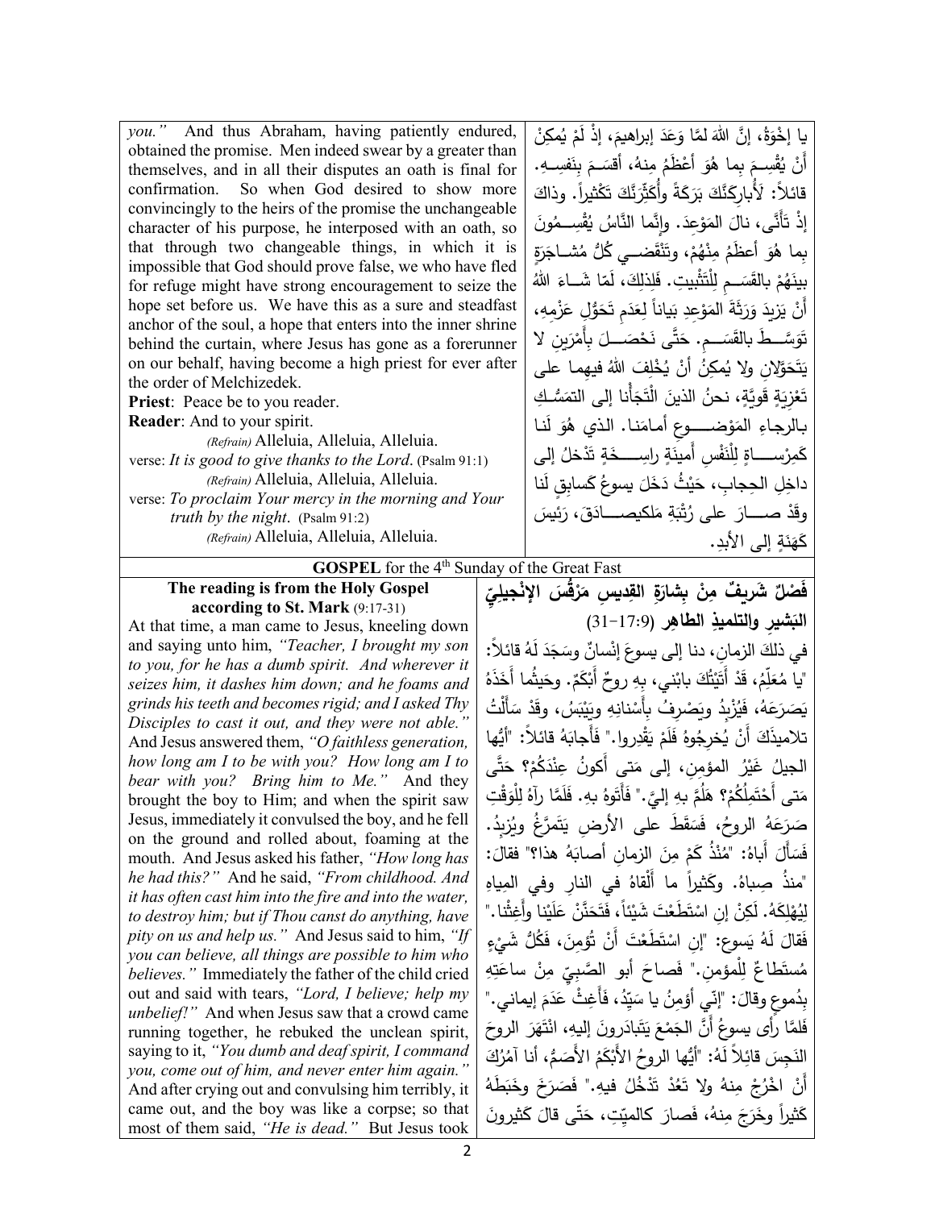*you."* And thus Abraham, having patiently endured, obtained the promise. Men indeed swear by a greater than themselves, and in all their disputes an oath is final for confirmation. So when God desired to show more convincingly to the heirs of the promise the unchangeable character of his purpose, he interposed with an oath, so that through two changeable things, in which it is impossible that God should prove false, we who have fled for refuge might have strong encouragement to seize the hope set before us. We have this as a sure and steadfast anchor of the soul, a hope that enters into the inner shrine behind the curtain, where Jesus has gone as a forerunner on our behalf, having become a high priest for ever after the order of Melchizedek.

**Priest**: Peace be to you reader.

**Reader**: And to your spirit.

*(Refrain)* Alleluia, Alleluia, Alleluia.

verse: *It is good to give thanks to the Lord*. (Psalm 91:1)

*(Refrain)* Alleluia, Alleluia, Alleluia.

verse: *To proclaim Your mercy in the morning and Your truth by the night*. (Psalm 91:2)

*(Refrain)* Alleluia, Alleluia, Alleluia.

يا إِخْوَةُ، إنَّ اللهَ لمَّا وَعَدَ إبراهيمَ، إذْ لَمْ يُمكِنْ أَنْ يُقْسِمَ بِما هُوَ أَعْظَمُ مِنهُ، أقسَمَ بِنَفسِهِ. قائلاً: لَأُبارِكَنَّكَ بَرَكَةً وأُكَثِّرَنَّكَ تَكْثيراً. وذاكَ إذْ تَأَنَّى، نالَ المَوْعِدَ. وإنَّما النَّاسُ يُقْسِمُونَ بِما هُوَ أعظَمُ مِنْهُمْ، وتَنْقَضي كُلُّ مُشاجَرَةٍ بينَهُمْ بالقَسَمِ لِلْتَثْبيتِ. فَلِذلِكَ، لَمّا شاءَ اللهُ أَنْ يَزيدَ وَرَثَةَ المَوْعِدِ بَياناً لِعَدَمِ تَحَوُّلِ عَزْمِهِ، تَوَسَّطَ بالقَسَمِ. حَتَّى نَحْصَلَ بِأَمْرَينِ لا يَتَحَوَّلانِ ولا يُمكِنُ أَنْ يُخْلِفَ اللهُ فيهِما على تَعْزِيَةٍ قَوِيَّةٍ، نحنُ الذينَ الْتَجَأْنا إلى التمَسُّكِ بالرجاءِ المَوْضوعِ أَمامَنا. الذي هُوَ لَنا كَمِرْساةٍ لِلْنَفْسِ أَمينَةٍ راسِخَةٍ تَدْخلُ إلى داخِلِ الحِجابِ، حَيْثُ دَخَلَ يسوعُ كَسابِقٍ لَنا وقَدْ صارَ على رُتْبَةِ مَلكيصادَقَ، رَئيسَ كَهَنَةٍ إلى الأبدِ.

## GOSPEL for the 4th Sunday of the Great Fast

**The reading is from the Holy Gospel according to St. Mark** (9:17-31)

At that time, a man came to Jesus, kneeling down and saying unto him, *"Teacher, I brought my son to you, for he has a dumb spirit. And wherever it seizes him, it dashes him down; and he foams and grinds his teeth and becomes rigid; and I asked Thy Disciples to cast it out, and they were not able."* And Jesus answered them, *"O faithless generation, how long am I to be with you? How long am I to bear with you? Bring him to Me."* And they brought the boy to Him; and when the spirit saw Jesus, immediately it convulsed the boy, and he fell on the ground and rolled about, foaming at the mouth. And Jesus asked his father, *"How long has he had this?"* And he said, *"From childhood. And it has often cast him into the fire and into the water, to destroy him; but if Thou canst do anything, have pity on us and help us."* And Jesus said to him, *"If you can believe, all things are possible to him who believes."* Immediately the father of the child cried out and said with tears, *"Lord, I believe; help my unbelief!"* And when Jesus saw that a crowd came running together, he rebuked the unclean spirit, saying to it, *"You dumb and deaf spirit, I command you, come out of him, and never enter him again."* And after crying out and convulsing him terribly, it came out, and the boy was like a corpse; so that most of them said, *"He is dead."* But Jesus took

**فَصْلٌ شَريفٌ مِنْ بِشارَةِ القِدِيسِ مَرْقُسَ الإنْجيلِيّ البَشيرِ والتلميذِ الطاهِر** (9:17-31)

في ذلكَ الزمانِ، دنا إلى يسوعَ إنْسانٌ وسَجَدَ لَهُ قائلاً: "يا مُعَلِّمُ، قَدْ أَتَيْتُكَ بابْني، بِهِ روحٌ أَبْكَمٌ. وحَيثُما أَخَذَهُ يَصَرَعَهُ، فَيُزْبِدُ ويَصْرِفُ بِأَسْنانِهِ ويَيْبَسُ، وقَدْ سَأَلْتُ تلاميذَكَ أَنْ يُخرِجُوهُ فَلَمْ يَقْدِروا." فَأَجابَهُ قائلاً: "أَيُّها الجيلُ غَيْرُ المؤمِنِ، إلى مَتى أَكونُ عِنْدَكُمْ؟ حَتَّى مَتى أَحْتَمِلُكُمْ؟ هَلُمَّ بهِ إليَّ." فَأَتَوهُ بهِ. فَلَمَّا رَآهُ لِلْوَقْتِ صَرَعَهُ الروحُ، فَسَقَطَ على الأرضِ يَتَمَرَّغُ ويُزْبِدُ. فَسَأَلَ أَباهُ: "مُنْذُ كَمْ مِنَ الزمانِ أَصابَهُ هذا؟" فقالَ: "منذُ صِباهُ. وكَثيراً ما أَلْقاهُ في النارِ وفي المِياهِ لِيُهْلِكَهُ. لَكِنْ إنِ اسْتَطَعْتَ شَيْئاً، فَتَحَنَّنْ عَلَيْنا وأَغِثْنا." فَقالَ لَهُ يَسوع: "إنِ اسْتَطَعْتَ أَنْ تُؤمِنَ، فَكُلُّ شَيْءٍ مُستَطاعٌ لِلْمؤمِنِ." فَصاحَ أَبو الصَّبِيّ مِنْ ساعَتِهِ بِدُموعٍ وقالَ: "إنّي أؤمِنُ يا سَيِّدُ، فَأَغِثْ عَدَمَ إيماني." فَلَمَّا رأى يسوعُ أَنَّ الجَمْعَ يَتَبادَرونَ إليهِ، انْتَهَرَ الروحَ النَجِسَ قائِلاً لَهُ: "أَيُّها الروحُ الأَبْكَمُ الأَصَمُّ، أنا آمُرُكَ أَنْ اخْرُجْ مِنهُ ولا تَعُدْ تَدْخُلُ فيه." فَصَرَخَ وخَبَطَهُ كَثيراً وخَرَجَ مِنهُ، فَصارَ كالميّتِ، حَتّى قالَ كَثيرونَ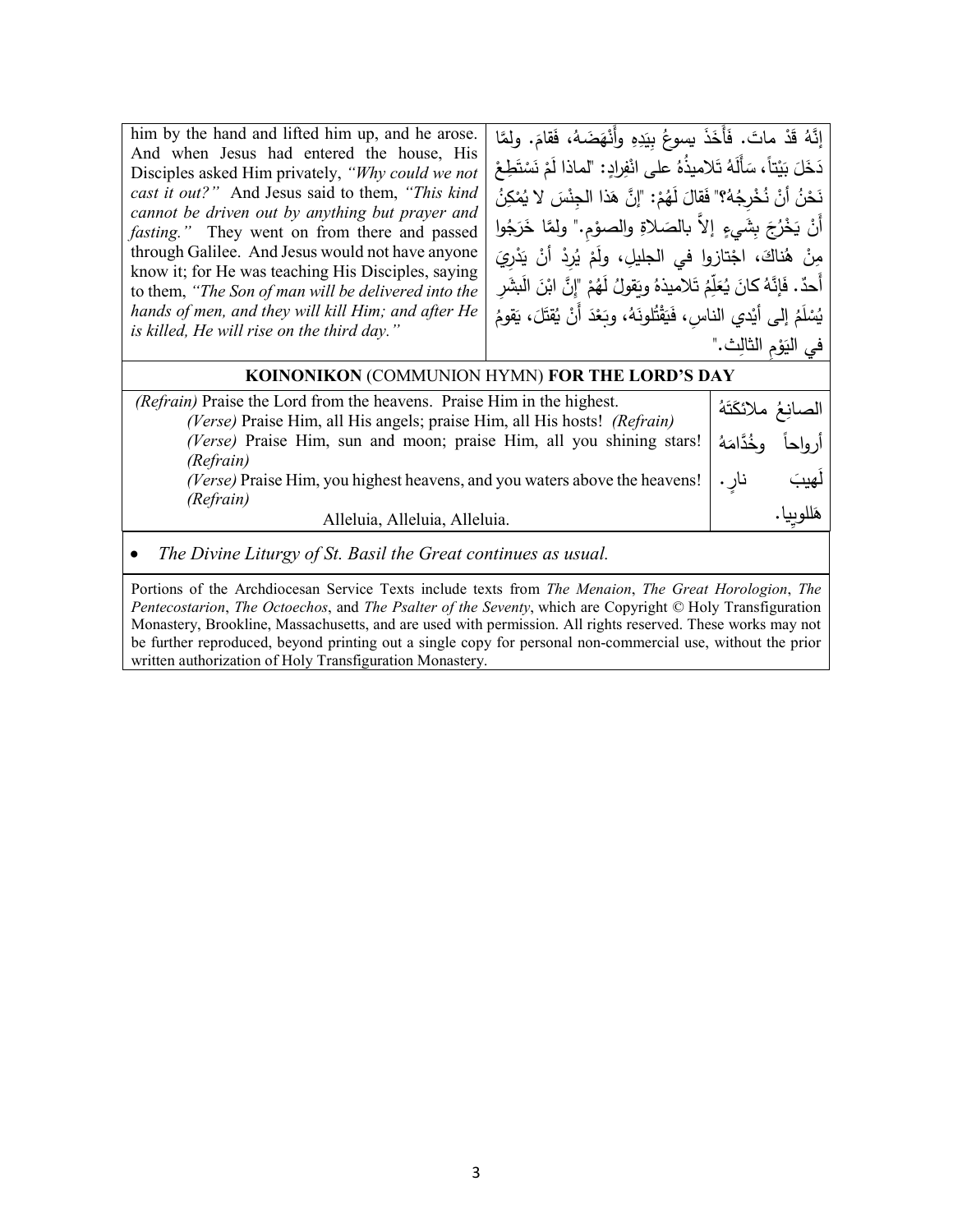| | |
|---|---|
| him by the hand and lifted him up, and he arose. And when Jesus had entered the house, His Disciples asked Him privately, *"Why could we not cast it out?"* And Jesus said to them, *"This kind cannot be driven out by anything but prayer and fasting."* They went on from there and passed through Galilee. And Jesus would not have anyone know it; for He was teaching His Disciples, saying to them, *"The Son of man will be delivered into the hands of men, and they will kill Him; and after He is killed, He will rise on the third day."* | إنَّهُ قَدْ ماتَ. فَأَخَذَ يسوعُ بِيَدِهِ وأَنْهَضَهُ، فَقامَ. ولمَّا دَخَلَ بَيْتاً، سَأَلَهُ تَلاميذُهُ على انْفِرادٍ: "لماذا لَمْ نَسْتَطِعْ نَحْنُ أَنْ نُخْرِجَهُ؟" فَقالَ لَهُمْ: "إنَّ هَذا الجِنْسَ لا يُمْكِنُ أَنْ يَخْرُجَ بِشَيءٍ إلاَّ بالصَلاةِ والصومِ." ولمَّا خَرَجُوا مِنْ هُناكَ، اجْتازوا في الجليلِ، ولَمْ يُرِدْ أَنْ يَدْرِيَ أَحدٌ. فَإِنَّهُ كانَ يُعَلِّمُ تَلاميذَهُ ويَقولُ لَهُمْ "إنَّ ابْنَ الَبشَرِ يُسْلَمُ إلى أيْدي الناسِ، فَيَقْتُلونَهُ، وبَعْدَ أَنْ يُقتَلَ، يَقومُ في اليَوْمِ الثالِث." |

## KOINONIKON (COMMUNION HYMN) FOR THE LORD'S DAY

| | |
|---|---|
| *(Refrain)* Praise the Lord from the heavens. Praise Him in the highest.<br>*(Verse)* Praise Him, all His angels; praise Him, all His hosts! *(Refrain)*<br>*(Verse)* Praise Him, sun and moon; praise Him, all you shining stars! *(Refrain)*<br>*(Verse)* Praise Him, you highest heavens, and you waters above the heavens! *(Refrain)*<br>Alleluia, Alleluia, Alleluia. | الصانِعُ ملائكَتَهُ<br>أرواحاً وخُدَّامَهُ<br>لَهيبَ نارٍ.<br>هَللوييا. |

- *The Divine Liturgy of St. Basil the Great continues as usual.*

Portions of the Archdiocesan Service Texts include texts from *The Menaion*, *The Great Horologion*, *The Pentecostarion*, *The Octoechos*, and *The Psalter of the Seventy*, which are Copyright © Holy Transfiguration Monastery, Brookline, Massachusetts, and are used with permission. All rights reserved. These works may not be further reproduced, beyond printing out a single copy for personal non-commercial use, without the prior written authorization of Holy Transfiguration Monastery.